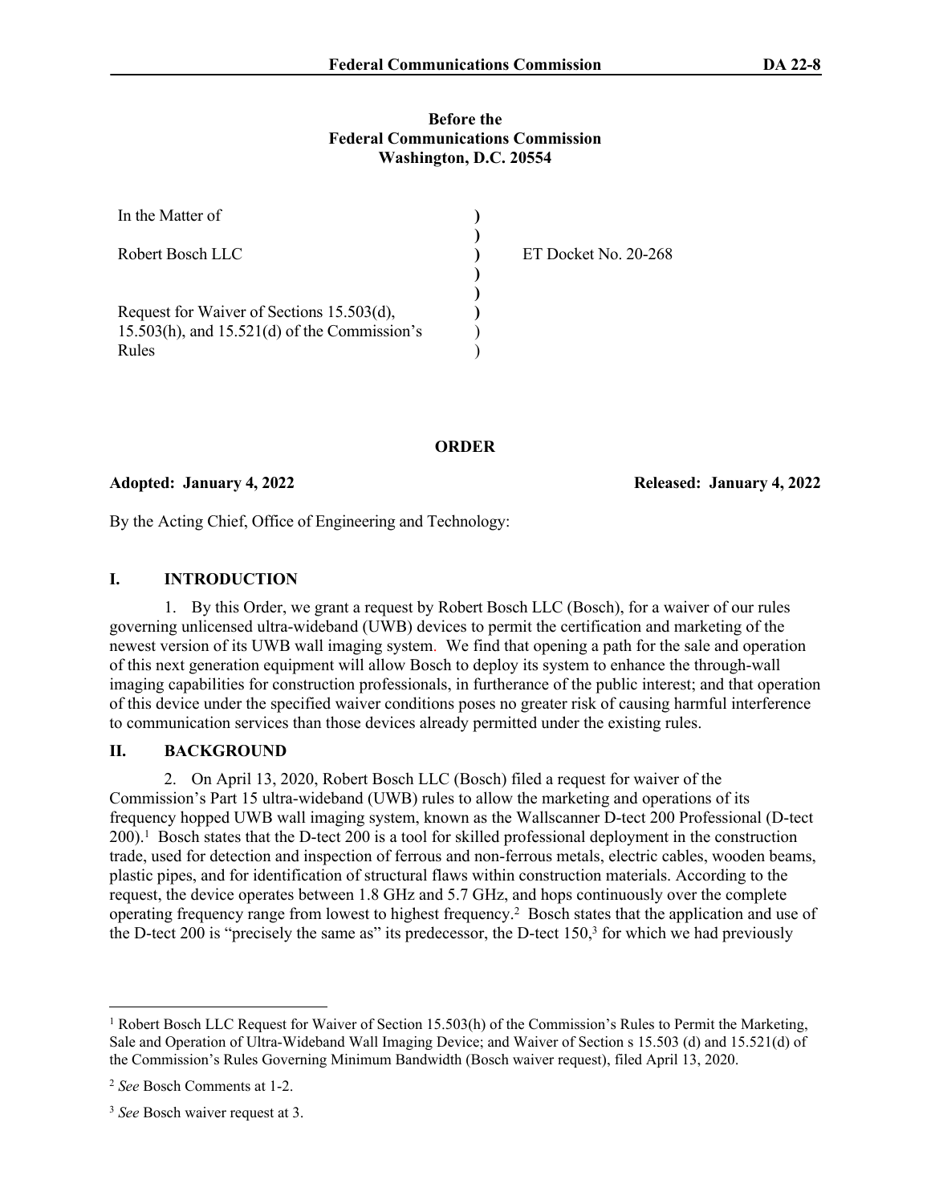**Before the**
**Federal Communications Commission**
**Washington, D.C. 20554**

| | | |
|---|---|---|
| In the Matter of | ) | |
| | ) | |
| Robert Bosch LLC | ) | ET Docket No. 20-268 |
| | ) | |
| | ) | |
| Request for Waiver of Sections 15.503(d), 15.503(h), and 15.521(d) of the Commission's Rules | ) | |

**ORDER**

**Adopted: January 4, 2022** **Released: January 4, 2022**

By the Acting Chief, Office of Engineering and Technology:

## I. INTRODUCTION

1. By this Order, we grant a request by Robert Bosch LLC (Bosch), for a waiver of our rules governing unlicensed ultra-wideband (UWB) devices to permit the certification and marketing of the newest version of its UWB wall imaging system. We find that opening a path for the sale and operation of this next generation equipment will allow Bosch to deploy its system to enhance the through-wall imaging capabilities for construction professionals, in furtherance of the public interest; and that operation of this device under the specified waiver conditions poses no greater risk of causing harmful interference to communication services than those devices already permitted under the existing rules.

## II. BACKGROUND

2. On April 13, 2020, Robert Bosch LLC (Bosch) filed a request for waiver of the Commission's Part 15 ultra-wideband (UWB) rules to allow the marketing and operations of its frequency hopped UWB wall imaging system, known as the Wallscanner D-tect 200 Professional (D-tect 200).[1] Bosch states that the D-tect 200 is a tool for skilled professional deployment in the construction trade, used for detection and inspection of ferrous and non-ferrous metals, electric cables, wooden beams, plastic pipes, and for identification of structural flaws within construction materials. According to the request, the device operates between 1.8 GHz and 5.7 GHz, and hops continuously over the complete operating frequency range from lowest to highest frequency.[2] Bosch states that the application and use of the D-tect 200 is "precisely the same as" its predecessor, the D-tect 150,[3] for which we had previously

---

[1] Robert Bosch LLC Request for Waiver of Section 15.503(h) of the Commission's Rules to Permit the Marketing, Sale and Operation of Ultra-Wideband Wall Imaging Device; and Waiver of Section s 15.503 (d) and 15.521(d) of the Commission's Rules Governing Minimum Bandwidth (Bosch waiver request), filed April 13, 2020.

[2] *See* Bosch Comments at 1-2.

[3] *See* Bosch waiver request at 3.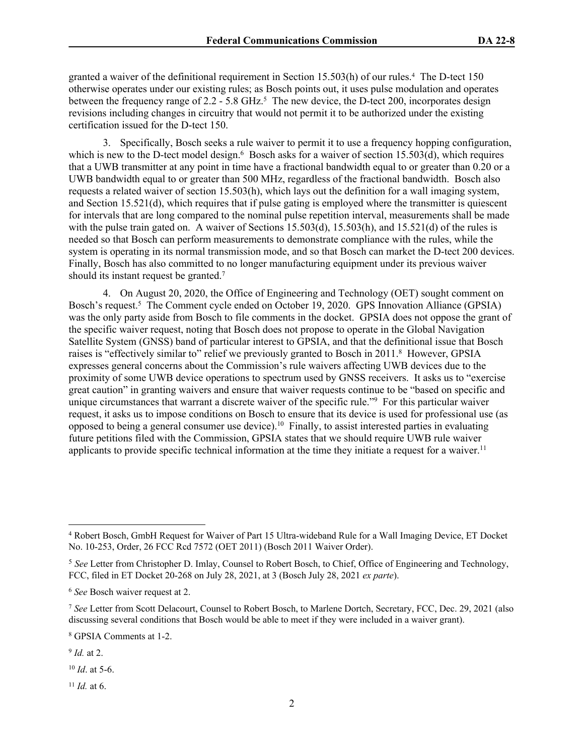granted a waiver of the definitional requirement in Section 15.503(h) of our rules.[4] The D-tect 150 otherwise operates under our existing rules; as Bosch points out, it uses pulse modulation and operates between the frequency range of 2.2 - 5.8 GHz.[5] The new device, the D-tect 200, incorporates design revisions including changes in circuitry that would not permit it to be authorized under the existing certification issued for the D-tect 150.

3. Specifically, Bosch seeks a rule waiver to permit it to use a frequency hopping configuration, which is new to the D-tect model design.[6] Bosch asks for a waiver of section 15.503(d), which requires that a UWB transmitter at any point in time have a fractional bandwidth equal to or greater than 0.20 or a UWB bandwidth equal to or greater than 500 MHz, regardless of the fractional bandwidth. Bosch also requests a related waiver of section 15.503(h), which lays out the definition for a wall imaging system, and Section 15.521(d), which requires that if pulse gating is employed where the transmitter is quiescent for intervals that are long compared to the nominal pulse repetition interval, measurements shall be made with the pulse train gated on. A waiver of Sections 15.503(d), 15.503(h), and 15.521(d) of the rules is needed so that Bosch can perform measurements to demonstrate compliance with the rules, while the system is operating in its normal transmission mode, and so that Bosch can market the D-tect 200 devices. Finally, Bosch has also committed to no longer manufacturing equipment under its previous waiver should its instant request be granted.[7]

4. On August 20, 2020, the Office of Engineering and Technology (OET) sought comment on Bosch's request.[5] The Comment cycle ended on October 19, 2020. GPS Innovation Alliance (GPSIA) was the only party aside from Bosch to file comments in the docket. GPSIA does not oppose the grant of the specific waiver request, noting that Bosch does not propose to operate in the Global Navigation Satellite System (GNSS) band of particular interest to GPSIA, and that the definitional issue that Bosch raises is "effectively similar to" relief we previously granted to Bosch in 2011.[8] However, GPSIA expresses general concerns about the Commission's rule waivers affecting UWB devices due to the proximity of some UWB device operations to spectrum used by GNSS receivers. It asks us to "exercise great caution" in granting waivers and ensure that waiver requests continue to be "based on specific and unique circumstances that warrant a discrete waiver of the specific rule."[9] For this particular waiver request, it asks us to impose conditions on Bosch to ensure that its device is used for professional use (as opposed to being a general consumer use device).[10] Finally, to assist interested parties in evaluating future petitions filed with the Commission, GPSIA states that we should require UWB rule waiver applicants to provide specific technical information at the time they initiate a request for a waiver.[11]

---

[4] Robert Bosch, GmbH Request for Waiver of Part 15 Ultra-wideband Rule for a Wall Imaging Device, ET Docket No. 10-253, Order, 26 FCC Rcd 7572 (OET 2011) (Bosch 2011 Waiver Order).

[5] *See* Letter from Christopher D. Imlay, Counsel to Robert Bosch, to Chief, Office of Engineering and Technology, FCC, filed in ET Docket 20-268 on July 28, 2021, at 3 (Bosch July 28, 2021 *ex parte*).

[6] *See* Bosch waiver request at 2.

[7] *See* Letter from Scott Delacourt, Counsel to Robert Bosch, to Marlene Dortch, Secretary, FCC, Dec. 29, 2021 (also discussing several conditions that Bosch would be able to meet if they were included in a waiver grant).

[8] GPSIA Comments at 1-2.

[9] *Id.* at 2.

[10] *Id*. at 5-6.

[11] *Id.* at 6.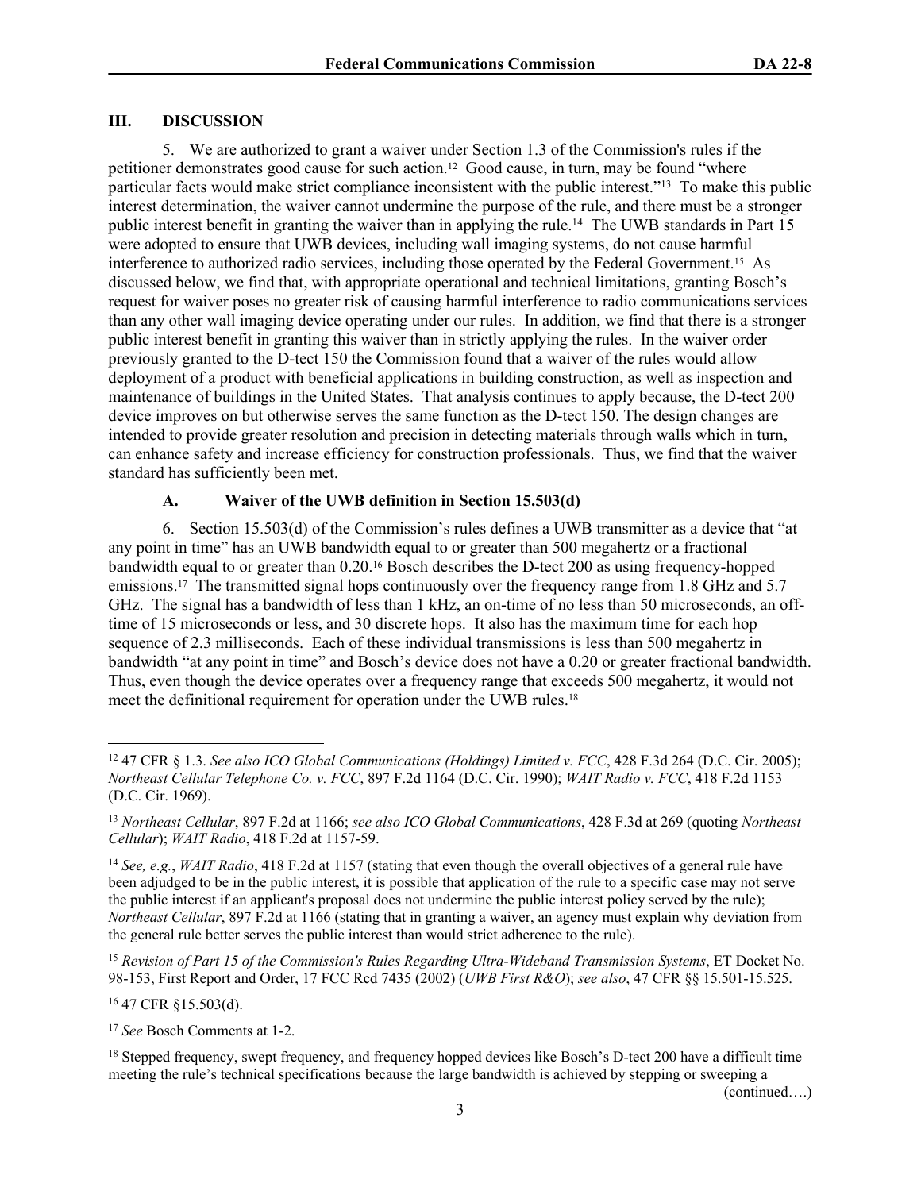## III. DISCUSSION

5. We are authorized to grant a waiver under Section 1.3 of the Commission's rules if the petitioner demonstrates good cause for such action.[12] Good cause, in turn, may be found "where particular facts would make strict compliance inconsistent with the public interest."[13] To make this public interest determination, the waiver cannot undermine the purpose of the rule, and there must be a stronger public interest benefit in granting the waiver than in applying the rule.[14] The UWB standards in Part 15 were adopted to ensure that UWB devices, including wall imaging systems, do not cause harmful interference to authorized radio services, including those operated by the Federal Government.[15] As discussed below, we find that, with appropriate operational and technical limitations, granting Bosch's request for waiver poses no greater risk of causing harmful interference to radio communications services than any other wall imaging device operating under our rules. In addition, we find that there is a stronger public interest benefit in granting this waiver than in strictly applying the rules. In the waiver order previously granted to the D-tect 150 the Commission found that a waiver of the rules would allow deployment of a product with beneficial applications in building construction, as well as inspection and maintenance of buildings in the United States. That analysis continues to apply because, the D-tect 200 device improves on but otherwise serves the same function as the D-tect 150. The design changes are intended to provide greater resolution and precision in detecting materials through walls which in turn, can enhance safety and increase efficiency for construction professionals. Thus, we find that the waiver standard has sufficiently been met.

### A. Waiver of the UWB definition in Section 15.503(d)

6. Section 15.503(d) of the Commission's rules defines a UWB transmitter as a device that "at any point in time" has an UWB bandwidth equal to or greater than 500 megahertz or a fractional bandwidth equal to or greater than 0.20.[16] Bosch describes the D-tect 200 as using frequency-hopped emissions.[17] The transmitted signal hops continuously over the frequency range from 1.8 GHz and 5.7 GHz. The signal has a bandwidth of less than 1 kHz, an on-time of no less than 50 microseconds, an off-time of 15 microseconds or less, and 30 discrete hops. It also has the maximum time for each hop sequence of 2.3 milliseconds. Each of these individual transmissions is less than 500 megahertz in bandwidth "at any point in time" and Bosch's device does not have a 0.20 or greater fractional bandwidth. Thus, even though the device operates over a frequency range that exceeds 500 megahertz, it would not meet the definitional requirement for operation under the UWB rules.[18]

---

[12] 47 CFR § 1.3. *See also ICO Global Communications (Holdings) Limited v. FCC*, 428 F.3d 264 (D.C. Cir. 2005); *Northeast Cellular Telephone Co. v. FCC*, 897 F.2d 1164 (D.C. Cir. 1990); *WAIT Radio v. FCC*, 418 F.2d 1153 (D.C. Cir. 1969).

[13] *Northeast Cellular*, 897 F.2d at 1166; *see also ICO Global Communications*, 428 F.3d at 269 (quoting *Northeast Cellular*); *WAIT Radio*, 418 F.2d at 1157-59.

[14] *See, e.g.*, *WAIT Radio*, 418 F.2d at 1157 (stating that even though the overall objectives of a general rule have been adjudged to be in the public interest, it is possible that application of the rule to a specific case may not serve the public interest if an applicant's proposal does not undermine the public interest policy served by the rule); *Northeast Cellular*, 897 F.2d at 1166 (stating that in granting a waiver, an agency must explain why deviation from the general rule better serves the public interest than would strict adherence to the rule).

[15] *Revision of Part 15 of the Commission's Rules Regarding Ultra-Wideband Transmission Systems*, ET Docket No. 98-153, First Report and Order, 17 FCC Rcd 7435 (2002) (*UWB First R&O*); *see also*, 47 CFR §§ 15.501-15.525.

[16] 47 CFR §15.503(d).

[17] *See* Bosch Comments at 1-2.

[18] Stepped frequency, swept frequency, and frequency hopped devices like Bosch's D-tect 200 have a difficult time meeting the rule's technical specifications because the large bandwidth is achieved by stepping or sweeping a

(continued….)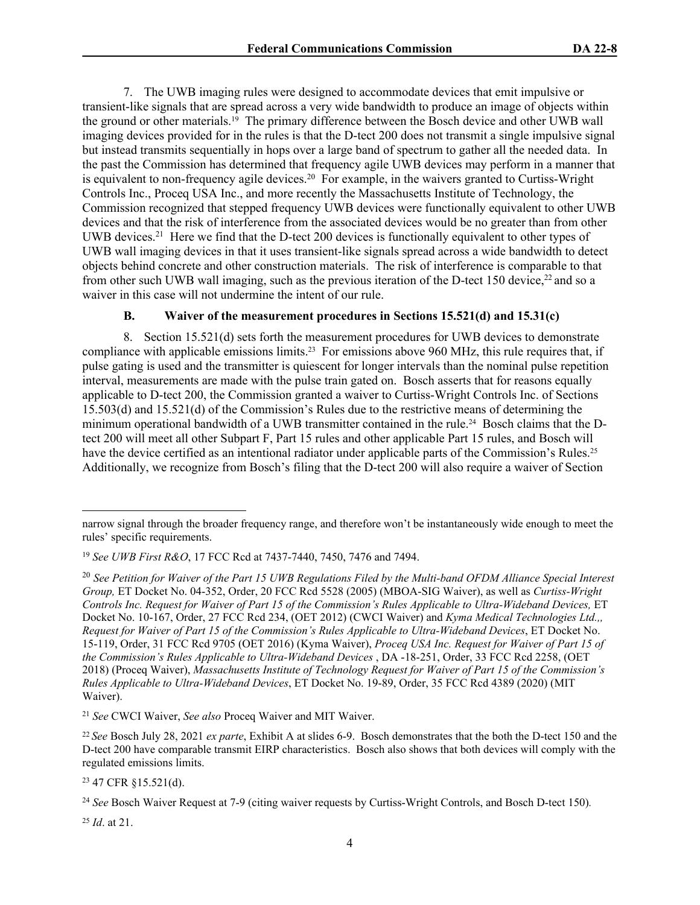7. The UWB imaging rules were designed to accommodate devices that emit impulsive or transient-like signals that are spread across a very wide bandwidth to produce an image of objects within the ground or other materials.[19] The primary difference between the Bosch device and other UWB wall imaging devices provided for in the rules is that the D-tect 200 does not transmit a single impulsive signal but instead transmits sequentially in hops over a large band of spectrum to gather all the needed data. In the past the Commission has determined that frequency agile UWB devices may perform in a manner that is equivalent to non-frequency agile devices.[20] For example, in the waivers granted to Curtiss-Wright Controls Inc., Proceq USA Inc., and more recently the Massachusetts Institute of Technology, the Commission recognized that stepped frequency UWB devices were functionally equivalent to other UWB devices and that the risk of interference from the associated devices would be no greater than from other UWB devices.[21] Here we find that the D-tect 200 devices is functionally equivalent to other types of UWB wall imaging devices in that it uses transient-like signals spread across a wide bandwidth to detect objects behind concrete and other construction materials. The risk of interference is comparable to that from other such UWB wall imaging, such as the previous iteration of the D-tect 150 device,[22] and so a waiver in this case will not undermine the intent of our rule.

### B. Waiver of the measurement procedures in Sections 15.521(d) and 15.31(c)

8. Section 15.521(d) sets forth the measurement procedures for UWB devices to demonstrate compliance with applicable emissions limits.[23] For emissions above 960 MHz, this rule requires that, if pulse gating is used and the transmitter is quiescent for longer intervals than the nominal pulse repetition interval, measurements are made with the pulse train gated on. Bosch asserts that for reasons equally applicable to D-tect 200, the Commission granted a waiver to Curtiss-Wright Controls Inc. of Sections 15.503(d) and 15.521(d) of the Commission's Rules due to the restrictive means of determining the minimum operational bandwidth of a UWB transmitter contained in the rule.[24] Bosch claims that the D-tect 200 will meet all other Subpart F, Part 15 rules and other applicable Part 15 rules, and Bosch will have the device certified as an intentional radiator under applicable parts of the Commission's Rules.[25] Additionally, we recognize from Bosch's filing that the D-tect 200 will also require a waiver of Section

---

narrow signal through the broader frequency range, and therefore won't be instantaneously wide enough to meet the rules' specific requirements.

[19] *See UWB First R&O*, 17 FCC Rcd at 7437-7440, 7450, 7476 and 7494.

[20] *See Petition for Waiver of the Part 15 UWB Regulations Filed by the Multi-band OFDM Alliance Special Interest Group,* ET Docket No. 04-352, Order, 20 FCC Rcd 5528 (2005) (MBOA-SIG Waiver), as well as *Curtiss-Wright Controls Inc. Request for Waiver of Part 15 of the Commission's Rules Applicable to Ultra-Wideband Devices,* ET Docket No. 10-167, Order, 27 FCC Rcd 234, (OET 2012) (CWCI Waiver) and *Kyma Medical Technologies Ltd.,, Request for Waiver of Part 15 of the Commission's Rules Applicable to Ultra-Wideband Devices*, ET Docket No. 15-119, Order, 31 FCC Rcd 9705 (OET 2016) (Kyma Waiver), *Proceq USA Inc. Request for Waiver of Part 15 of the Commission's Rules Applicable to Ultra-Wideband Devices* , DA -18-251, Order, 33 FCC Rcd 2258, (OET 2018) (Proceq Waiver), *Massachusetts Institute of Technology Request for Waiver of Part 15 of the Commission's Rules Applicable to Ultra-Wideband Devices*, ET Docket No. 19-89, Order, 35 FCC Rcd 4389 (2020) (MIT Waiver).

[21] *See* CWCI Waiver, *See also* Proceq Waiver and MIT Waiver.

[22] *See* Bosch July 28, 2021 *ex parte*, Exhibit A at slides 6-9. Bosch demonstrates that the both the D-tect 150 and the D-tect 200 have comparable transmit EIRP characteristics. Bosch also shows that both devices will comply with the regulated emissions limits.

[23] 47 CFR §15.521(d).

[24] *See* Bosch Waiver Request at 7-9 (citing waiver requests by Curtiss-Wright Controls, and Bosch D-tect 150).

[25] *Id*. at 21.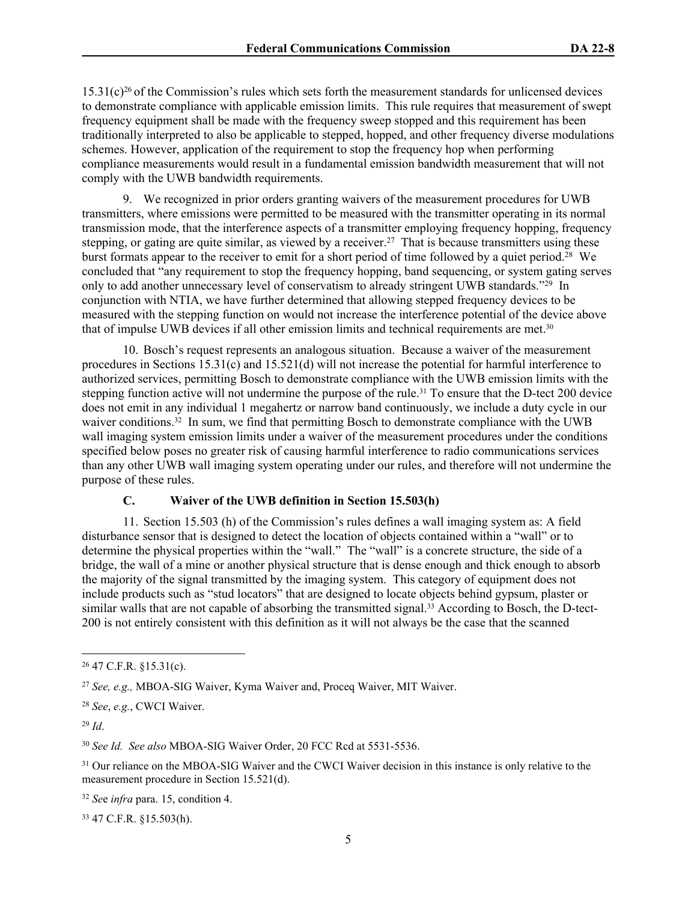15.31(c)[26] of the Commission's rules which sets forth the measurement standards for unlicensed devices to demonstrate compliance with applicable emission limits. This rule requires that measurement of swept frequency equipment shall be made with the frequency sweep stopped and this requirement has been traditionally interpreted to also be applicable to stepped, hopped, and other frequency diverse modulations schemes. However, application of the requirement to stop the frequency hop when performing compliance measurements would result in a fundamental emission bandwidth measurement that will not comply with the UWB bandwidth requirements.

9. We recognized in prior orders granting waivers of the measurement procedures for UWB transmitters, where emissions were permitted to be measured with the transmitter operating in its normal transmission mode, that the interference aspects of a transmitter employing frequency hopping, frequency stepping, or gating are quite similar, as viewed by a receiver.[27] That is because transmitters using these burst formats appear to the receiver to emit for a short period of time followed by a quiet period.[28] We concluded that "any requirement to stop the frequency hopping, band sequencing, or system gating serves only to add another unnecessary level of conservatism to already stringent UWB standards."[29] In conjunction with NTIA, we have further determined that allowing stepped frequency devices to be measured with the stepping function on would not increase the interference potential of the device above that of impulse UWB devices if all other emission limits and technical requirements are met.[30]

10. Bosch's request represents an analogous situation. Because a waiver of the measurement procedures in Sections 15.31(c) and 15.521(d) will not increase the potential for harmful interference to authorized services, permitting Bosch to demonstrate compliance with the UWB emission limits with the stepping function active will not undermine the purpose of the rule.[31] To ensure that the D-tect 200 device does not emit in any individual 1 megahertz or narrow band continuously, we include a duty cycle in our waiver conditions.[32] In sum, we find that permitting Bosch to demonstrate compliance with the UWB wall imaging system emission limits under a waiver of the measurement procedures under the conditions specified below poses no greater risk of causing harmful interference to radio communications services than any other UWB wall imaging system operating under our rules, and therefore will not undermine the purpose of these rules.

### C. Waiver of the UWB definition in Section 15.503(h)

11. Section 15.503 (h) of the Commission's rules defines a wall imaging system as: A field disturbance sensor that is designed to detect the location of objects contained within a "wall" or to determine the physical properties within the "wall." The "wall" is a concrete structure, the side of a bridge, the wall of a mine or another physical structure that is dense enough and thick enough to absorb the majority of the signal transmitted by the imaging system. This category of equipment does not include products such as "stud locators" that are designed to locate objects behind gypsum, plaster or similar walls that are not capable of absorbing the transmitted signal.[33] According to Bosch, the D-tect-200 is not entirely consistent with this definition as it will not always be the case that the scanned

---

[26] 47 C.F.R. §15.31(c).

[27] *See, e.g.,* MBOA-SIG Waiver, Kyma Waiver and, Proceq Waiver, MIT Waiver.

[28] *See*, *e.g.*, CWCI Waiver.

[29] *Id*.

[30] *See Id. See also* MBOA-SIG Waiver Order, 20 FCC Rcd at 5531-5536.

[31] Our reliance on the MBOA-SIG Waiver and the CWCI Waiver decision in this instance is only relative to the measurement procedure in Section 15.521(d).

[32] *See infra* para. 15, condition 4.

[33] 47 C.F.R. §15.503(h).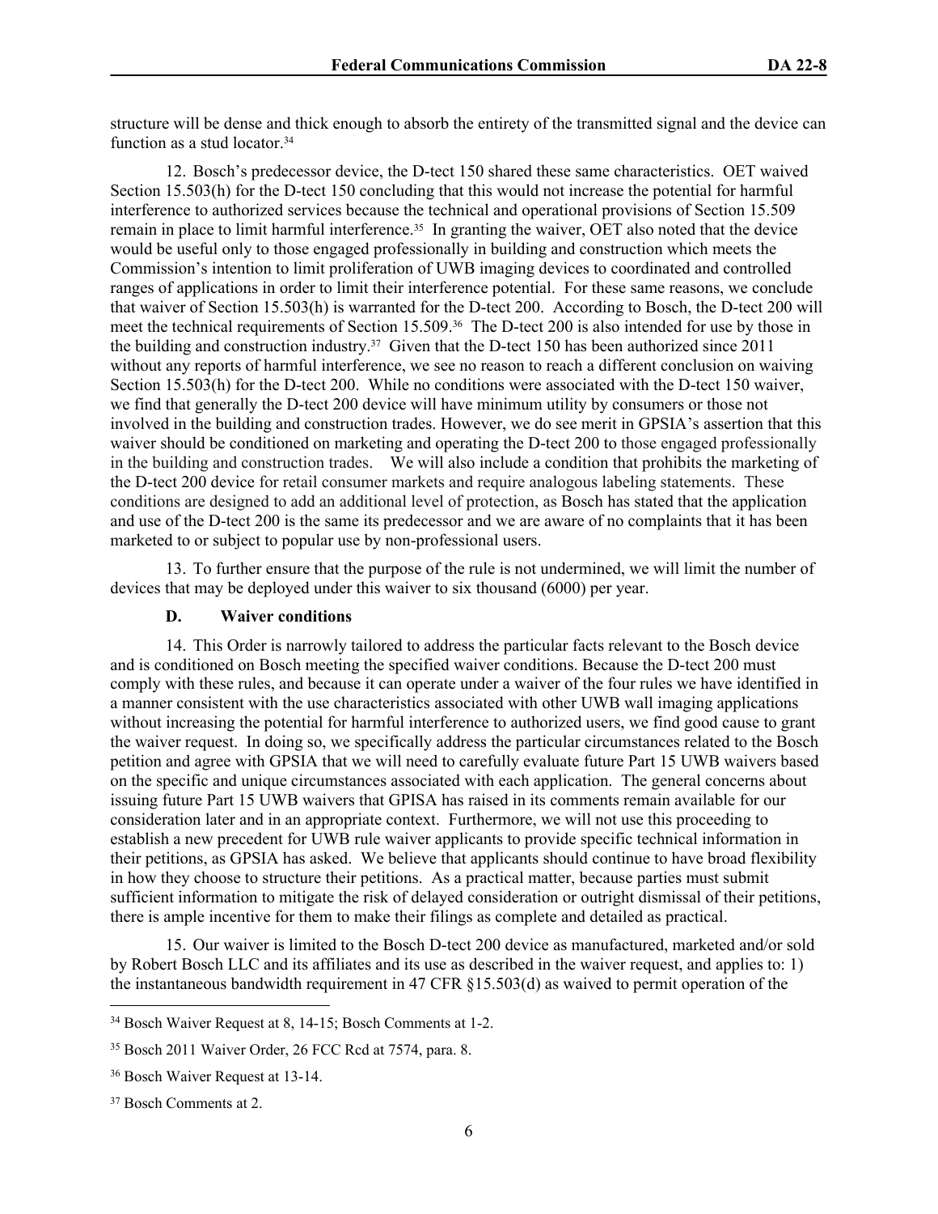structure will be dense and thick enough to absorb the entirety of the transmitted signal and the device can function as a stud locator.[34]

12. Bosch's predecessor device, the D-tect 150 shared these same characteristics. OET waived Section 15.503(h) for the D-tect 150 concluding that this would not increase the potential for harmful interference to authorized services because the technical and operational provisions of Section 15.509 remain in place to limit harmful interference.[35] In granting the waiver, OET also noted that the device would be useful only to those engaged professionally in building and construction which meets the Commission's intention to limit proliferation of UWB imaging devices to coordinated and controlled ranges of applications in order to limit their interference potential. For these same reasons, we conclude that waiver of Section 15.503(h) is warranted for the D-tect 200. According to Bosch, the D-tect 200 will meet the technical requirements of Section 15.509.[36] The D-tect 200 is also intended for use by those in the building and construction industry.[37] Given that the D-tect 150 has been authorized since 2011 without any reports of harmful interference, we see no reason to reach a different conclusion on waiving Section 15.503(h) for the D-tect 200. While no conditions were associated with the D-tect 150 waiver, we find that generally the D-tect 200 device will have minimum utility by consumers or those not involved in the building and construction trades. However, we do see merit in GPSIA's assertion that this waiver should be conditioned on marketing and operating the D-tect 200 to those engaged professionally in the building and construction trades. We will also include a condition that prohibits the marketing of the D-tect 200 device for retail consumer markets and require analogous labeling statements. These conditions are designed to add an additional level of protection, as Bosch has stated that the application and use of the D-tect 200 is the same its predecessor and we are aware of no complaints that it has been marketed to or subject to popular use by non-professional users.

13. To further ensure that the purpose of the rule is not undermined, we will limit the number of devices that may be deployed under this waiver to six thousand (6000) per year.

### D. Waiver conditions

14. This Order is narrowly tailored to address the particular facts relevant to the Bosch device and is conditioned on Bosch meeting the specified waiver conditions. Because the D-tect 200 must comply with these rules, and because it can operate under a waiver of the four rules we have identified in a manner consistent with the use characteristics associated with other UWB wall imaging applications without increasing the potential for harmful interference to authorized users, we find good cause to grant the waiver request. In doing so, we specifically address the particular circumstances related to the Bosch petition and agree with GPSIA that we will need to carefully evaluate future Part 15 UWB waivers based on the specific and unique circumstances associated with each application. The general concerns about issuing future Part 15 UWB waivers that GPISA has raised in its comments remain available for our consideration later and in an appropriate context. Furthermore, we will not use this proceeding to establish a new precedent for UWB rule waiver applicants to provide specific technical information in their petitions, as GPSIA has asked. We believe that applicants should continue to have broad flexibility in how they choose to structure their petitions. As a practical matter, because parties must submit sufficient information to mitigate the risk of delayed consideration or outright dismissal of their petitions, there is ample incentive for them to make their filings as complete and detailed as practical.

15. Our waiver is limited to the Bosch D-tect 200 device as manufactured, marketed and/or sold by Robert Bosch LLC and its affiliates and its use as described in the waiver request, and applies to: 1) the instantaneous bandwidth requirement in 47 CFR §15.503(d) as waived to permit operation of the

---

[34] Bosch Waiver Request at 8, 14-15; Bosch Comments at 1-2.

[35] Bosch 2011 Waiver Order, 26 FCC Rcd at 7574, para. 8.

[36] Bosch Waiver Request at 13-14.

[37] Bosch Comments at 2.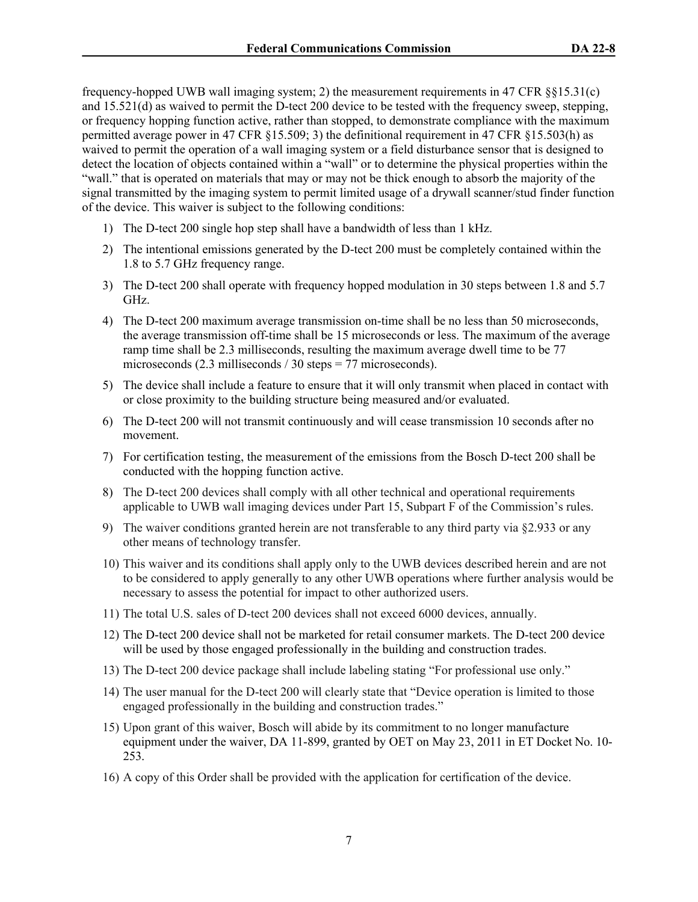frequency-hopped UWB wall imaging system; 2) the measurement requirements in 47 CFR §§15.31(c) and 15.521(d) as waived to permit the D-tect 200 device to be tested with the frequency sweep, stepping, or frequency hopping function active, rather than stopped, to demonstrate compliance with the maximum permitted average power in 47 CFR §15.509; 3) the definitional requirement in 47 CFR §15.503(h) as waived to permit the operation of a wall imaging system or a field disturbance sensor that is designed to detect the location of objects contained within a "wall" or to determine the physical properties within the "wall." that is operated on materials that may or may not be thick enough to absorb the majority of the signal transmitted by the imaging system to permit limited usage of a drywall scanner/stud finder function of the device. This waiver is subject to the following conditions:

1) The D-tect 200 single hop step shall have a bandwidth of less than 1 kHz.
2) The intentional emissions generated by the D-tect 200 must be completely contained within the 1.8 to 5.7 GHz frequency range.
3) The D-tect 200 shall operate with frequency hopped modulation in 30 steps between 1.8 and 5.7 GHz.
4) The D-tect 200 maximum average transmission on-time shall be no less than 50 microseconds, the average transmission off-time shall be 15 microseconds or less. The maximum of the average ramp time shall be 2.3 milliseconds, resulting the maximum average dwell time to be 77 microseconds (2.3 milliseconds / 30 steps = 77 microseconds).
5) The device shall include a feature to ensure that it will only transmit when placed in contact with or close proximity to the building structure being measured and/or evaluated.
6) The D-tect 200 will not transmit continuously and will cease transmission 10 seconds after no movement.
7) For certification testing, the measurement of the emissions from the Bosch D-tect 200 shall be conducted with the hopping function active.
8) The D-tect 200 devices shall comply with all other technical and operational requirements applicable to UWB wall imaging devices under Part 15, Subpart F of the Commission's rules.
9) The waiver conditions granted herein are not transferable to any third party via §2.933 or any other means of technology transfer.
10) This waiver and its conditions shall apply only to the UWB devices described herein and are not to be considered to apply generally to any other UWB operations where further analysis would be necessary to assess the potential for impact to other authorized users.
11) The total U.S. sales of D-tect 200 devices shall not exceed 6000 devices, annually.
12) The D-tect 200 device shall not be marketed for retail consumer markets. The D-tect 200 device will be used by those engaged professionally in the building and construction trades.
13) The D-tect 200 device package shall include labeling stating "For professional use only."
14) The user manual for the D-tect 200 will clearly state that "Device operation is limited to those engaged professionally in the building and construction trades."
15) Upon grant of this waiver, Bosch will abide by its commitment to no longer manufacture equipment under the waiver, DA 11-899, granted by OET on May 23, 2011 in ET Docket No. 10-253.
16) A copy of this Order shall be provided with the application for certification of the device.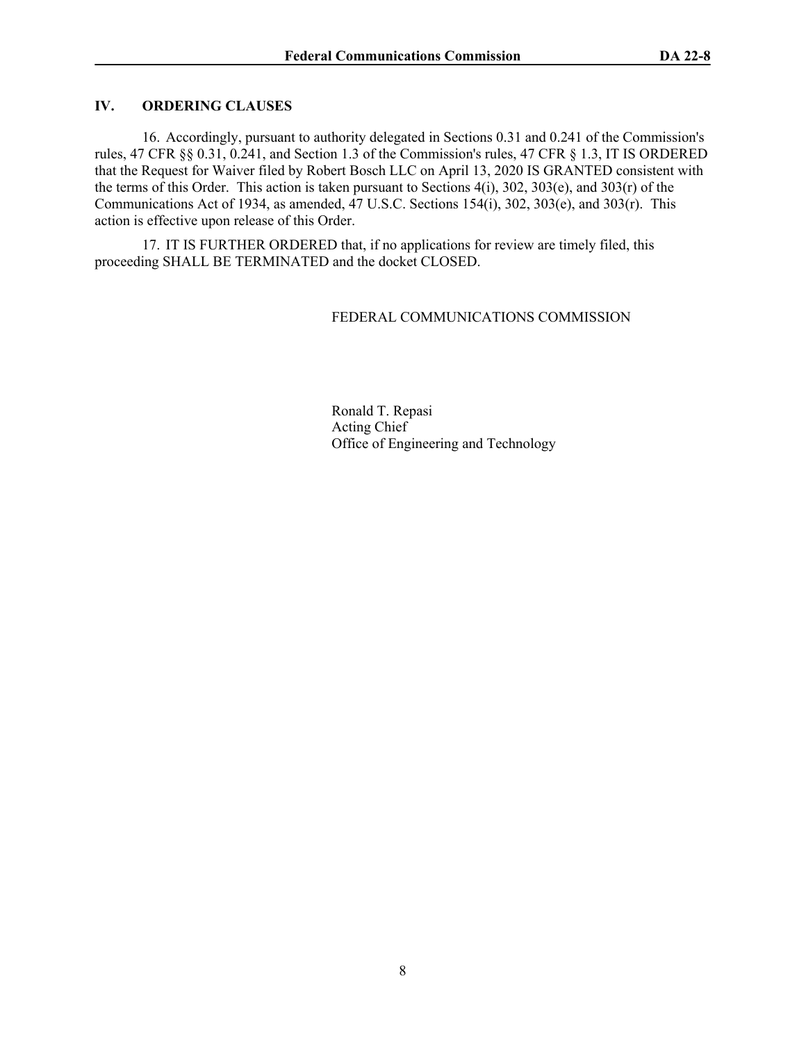## IV. ORDERING CLAUSES

16. Accordingly, pursuant to authority delegated in Sections 0.31 and 0.241 of the Commission's rules, 47 CFR §§ 0.31, 0.241, and Section 1.3 of the Commission's rules, 47 CFR § 1.3, IT IS ORDERED that the Request for Waiver filed by Robert Bosch LLC on April 13, 2020 IS GRANTED consistent with the terms of this Order. This action is taken pursuant to Sections 4(i), 302, 303(e), and 303(r) of the Communications Act of 1934, as amended, 47 U.S.C. Sections 154(i), 302, 303(e), and 303(r). This action is effective upon release of this Order.

17. IT IS FURTHER ORDERED that, if no applications for review are timely filed, this proceeding SHALL BE TERMINATED and the docket CLOSED.

FEDERAL COMMUNICATIONS COMMISSION

Ronald T. Repasi
Acting Chief
Office of Engineering and Technology